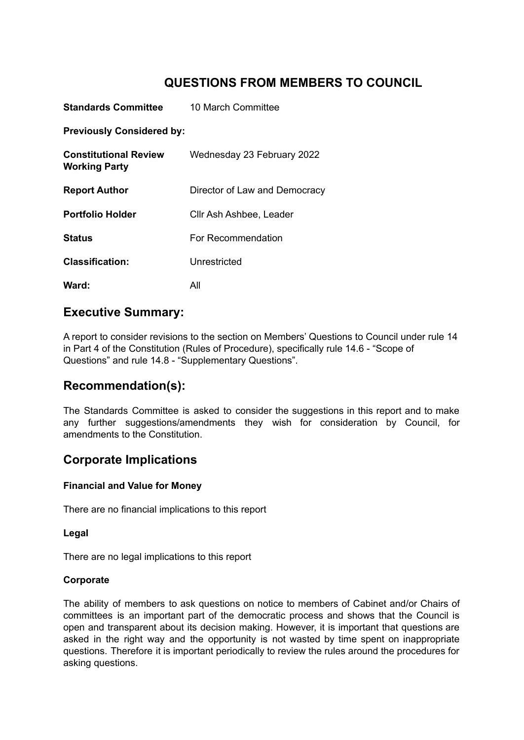# QUESTIONS FROM MEMBERS TO COUNCIL

| | |
|---|---|
| **Standards Committee** | 10 March Committee |
| **Previously Considered by:** | |
| **Constitutional Review Working Party** | Wednesday 23 February 2022 |
| **Report Author** | Director of Law and Democracy |
| **Portfolio Holder** | Cllr Ash Ashbee, Leader |
| **Status** | For Recommendation |
| **Classification:** | Unrestricted |
| **Ward:** | All |

## Executive Summary:

A report to consider revisions to the section on Members' Questions to Council under rule 14 in Part 4 of the Constitution (Rules of Procedure), specifically rule 14.6 - "Scope of Questions" and rule 14.8 - "Supplementary Questions".

## Recommendation(s):

The Standards Committee is asked to consider the suggestions in this report and to make any further suggestions/amendments they wish for consideration by Council, for amendments to the Constitution.

## Corporate Implications

### Financial and Value for Money

There are no financial implications to this report

### Legal

There are no legal implications to this report

### Corporate

The ability of members to ask questions on notice to members of Cabinet and/or Chairs of committees is an important part of the democratic process and shows that the Council is open and transparent about its decision making. However, it is important that questions are asked in the right way and the opportunity is not wasted by time spent on inappropriate questions. Therefore it is important periodically to review the rules around the procedures for asking questions.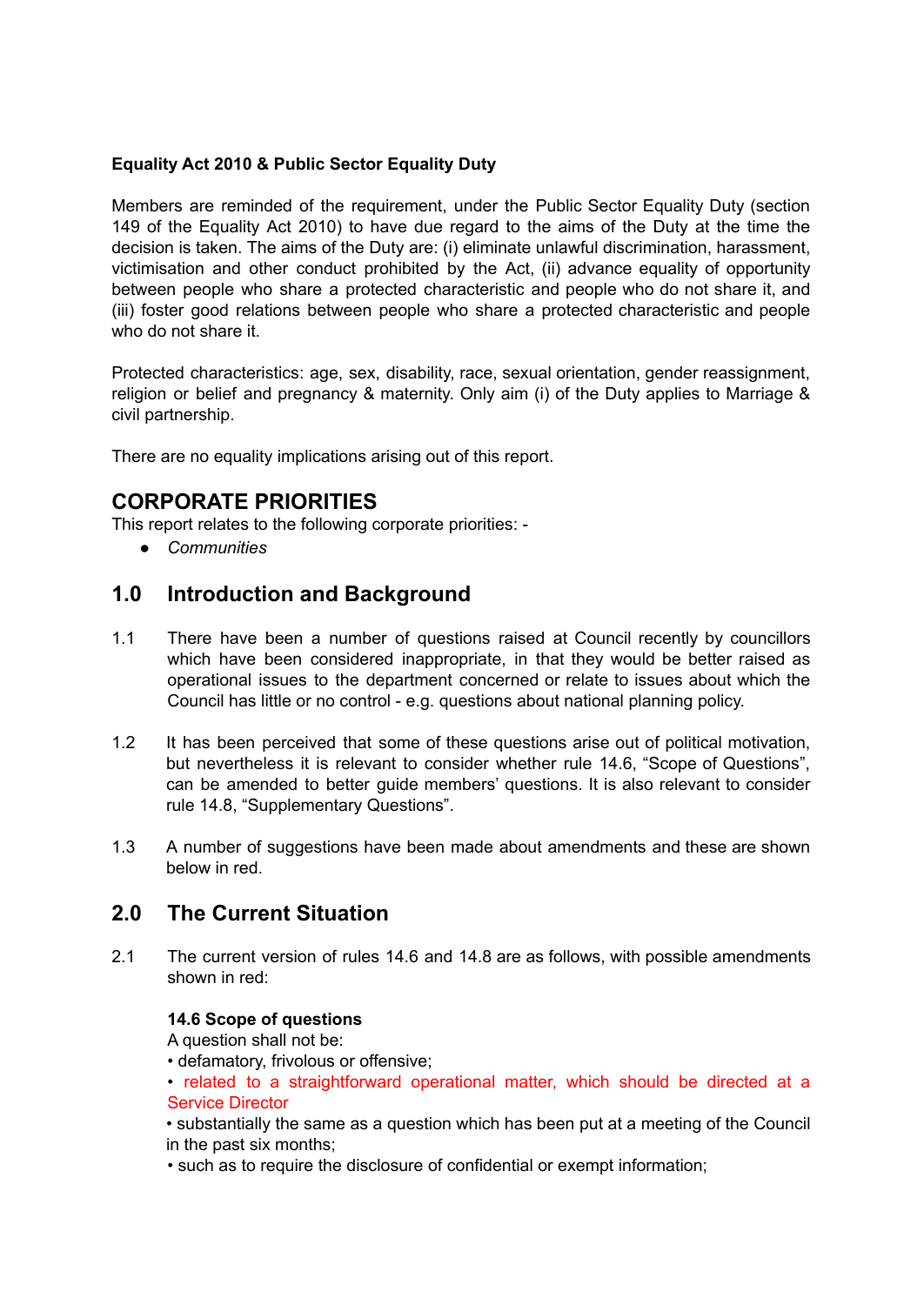**Equality Act 2010 & Public Sector Equality Duty**

Members are reminded of the requirement, under the Public Sector Equality Duty (section 149 of the Equality Act 2010) to have due regard to the aims of the Duty at the time the decision is taken. The aims of the Duty are: (i) eliminate unlawful discrimination, harassment, victimisation and other conduct prohibited by the Act, (ii) advance equality of opportunity between people who share a protected characteristic and people who do not share it, and (iii) foster good relations between people who share a protected characteristic and people who do not share it.

Protected characteristics: age, sex, disability, race, sexual orientation, gender reassignment, religion or belief and pregnancy & maternity. Only aim (i) of the Duty applies to Marriage & civil partnership.

There are no equality implications arising out of this report.

## CORPORATE PRIORITIES

This report relates to the following corporate priorities: -

- *Communities*

## 1.0 Introduction and Background

1.1 There have been a number of questions raised at Council recently by councillors which have been considered inappropriate, in that they would be better raised as operational issues to the department concerned or relate to issues about which the Council has little or no control - e.g. questions about national planning policy.

1.2 It has been perceived that some of these questions arise out of political motivation, but nevertheless it is relevant to consider whether rule 14.6, "Scope of Questions", can be amended to better guide members' questions. It is also relevant to consider rule 14.8, "Supplementary Questions".

1.3 A number of suggestions have been made about amendments and these are shown below in red.

## 2.0 The Current Situation

2.1 The current version of rules 14.6 and 14.8 are as follows, with possible amendments shown in red:

**14.6 Scope of questions**

A question shall not be:

- defamatory, frivolous or offensive;
- related to a straightforward operational matter, which should be directed at a Service Director
- substantially the same as a question which has been put at a meeting of the Council in the past six months;
- such as to require the disclosure of confidential or exempt information;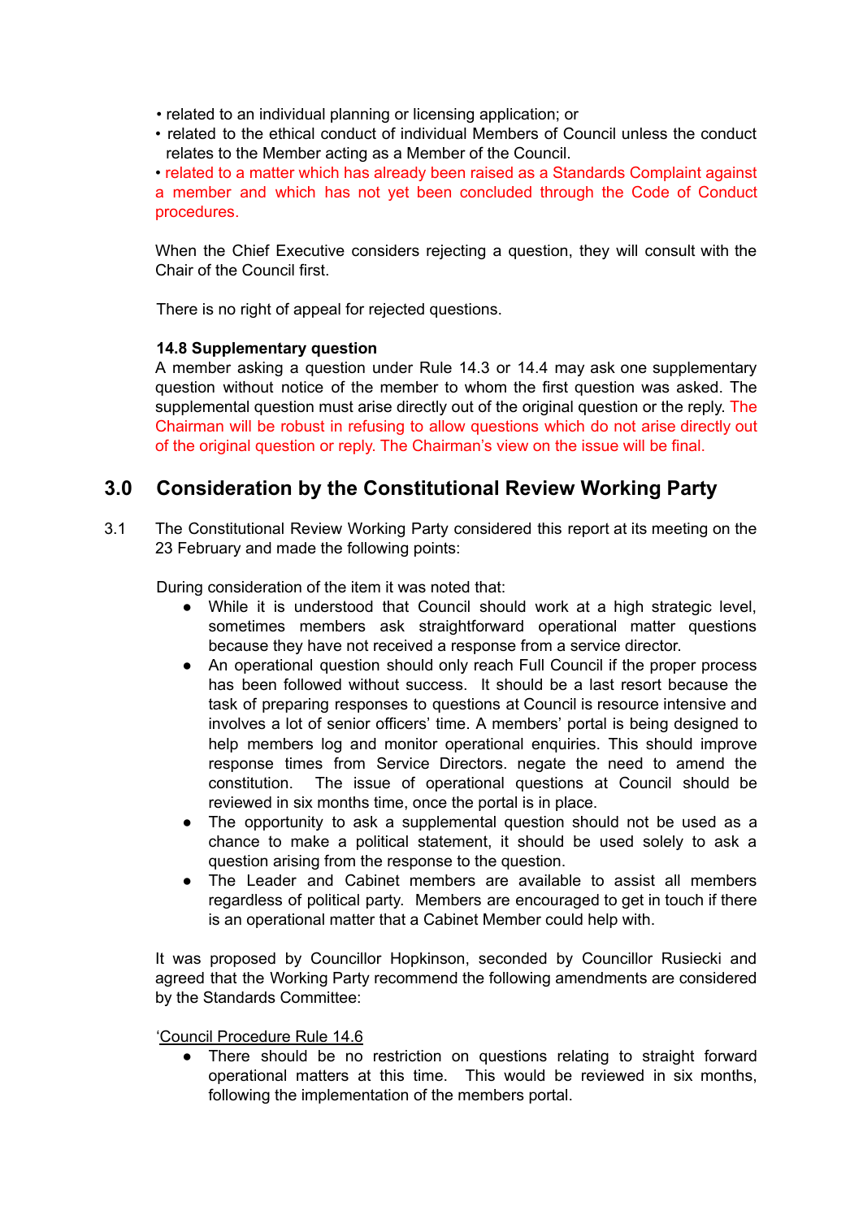- related to an individual planning or licensing application; or
- related to the ethical conduct of individual Members of Council unless the conduct relates to the Member acting as a Member of the Council.
- related to a matter which has already been raised as a Standards Complaint against a member and which has not yet been concluded through the Code of Conduct procedures.

When the Chief Executive considers rejecting a question, they will consult with the Chair of the Council first.

There is no right of appeal for rejected questions.

**14.8 Supplementary question**

A member asking a question under Rule 14.3 or 14.4 may ask one supplementary question without notice of the member to whom the first question was asked. The supplemental question must arise directly out of the original question or the reply. The Chairman will be robust in refusing to allow questions which do not arise directly out of the original question or reply. The Chairman's view on the issue will be final.

## 3.0 Consideration by the Constitutional Review Working Party

3.1 The Constitutional Review Working Party considered this report at its meeting on the 23 February and made the following points:

During consideration of the item it was noted that:

- While it is understood that Council should work at a high strategic level, sometimes members ask straightforward operational matter questions because they have not received a response from a service director.
- An operational question should only reach Full Council if the proper process has been followed without success. It should be a last resort because the task of preparing responses to questions at Council is resource intensive and involves a lot of senior officers' time. A members' portal is being designed to help members log and monitor operational enquiries. This should improve response times from Service Directors. negate the need to amend the constitution. The issue of operational questions at Council should be reviewed in six months time, once the portal is in place.
- The opportunity to ask a supplemental question should not be used as a chance to make a political statement, it should be used solely to ask a question arising from the response to the question.
- The Leader and Cabinet members are available to assist all members regardless of political party. Members are encouraged to get in touch if there is an operational matter that a Cabinet Member could help with.

It was proposed by Councillor Hopkinson, seconded by Councillor Rusiecki and agreed that the Working Party recommend the following amendments are considered by the Standards Committee:

'Council Procedure Rule 14.6

- There should be no restriction on questions relating to straight forward operational matters at this time. This would be reviewed in six months, following the implementation of the members portal.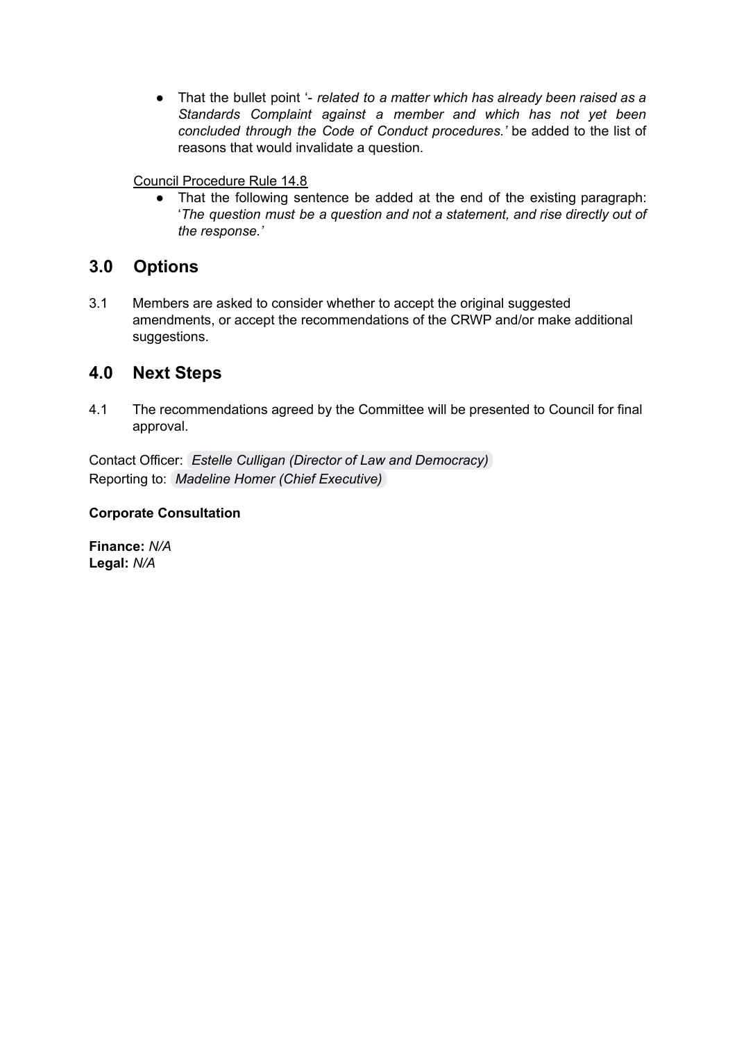- That the bullet point '- *related to a matter which has already been raised as a Standards Complaint against a member and which has not yet been concluded through the Code of Conduct procedures.'* be added to the list of reasons that would invalidate a question.

<u>Council Procedure Rule 14.8</u>

- That the following sentence be added at the end of the existing paragraph: '*The question must be a question and not a statement, and rise directly out of the response.'*

## 3.0 Options

3.1 Members are asked to consider whether to accept the original suggested amendments, or accept the recommendations of the CRWP and/or make additional suggestions.

## 4.0 Next Steps

4.1 The recommendations agreed by the Committee will be presented to Council for final approval.

Contact Officer: *Estelle Culligan (Director of Law and Democracy)*
Reporting to: *Madeline Homer (Chief Executive)*

**Corporate Consultation**

**Finance:** *N/A*
**Legal:** *N/A*